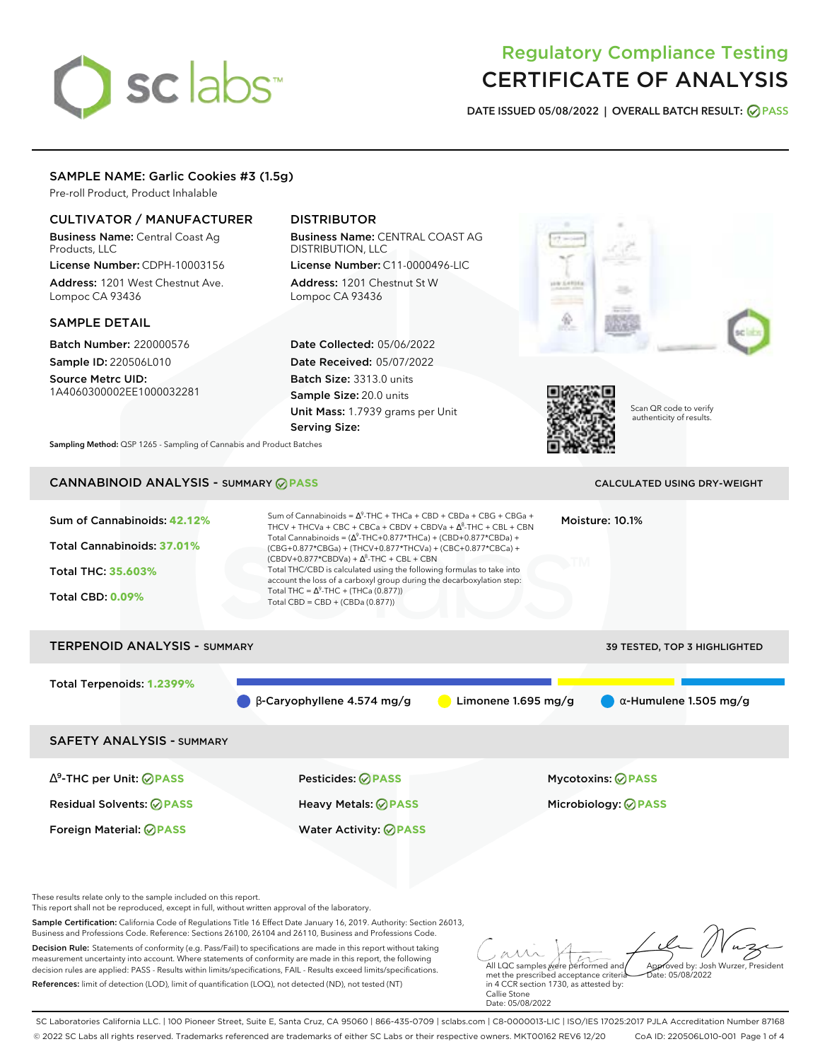# Regulatory Compliance Testing
# CERTIFICATE OF ANALYSIS

**DATE ISSUED 05/08/2022 | OVERALL BATCH RESULT: PASS**

## SAMPLE NAME: Garlic Cookies #3 (1.5g)

Pre-roll Product, Product Inhalable

### CULTIVATOR / MANUFACTURER

**Business Name:** Central Coast Ag Products, LLC

**License Number:** CDPH-10003156

**Address:** 1201 West Chestnut Ave. Lompoc CA 93436

### DISTRIBUTOR

**Business Name:** CENTRAL COAST AG DISTRIBUTION, LLC

**License Number:** C11-0000496-LIC

**Address:** 1201 Chestnut St W Lompoc CA 93436

### SAMPLE DETAIL

**Batch Number:** 220000576

**Sample ID:** 220506L010

**Source Metrc UID:** 1A4060300002EE1000032281

**Date Collected:** 05/06/2022

**Date Received:** 05/07/2022

**Batch Size:** 3313.0 units

**Sample Size:** 20.0 units

**Unit Mass:** 1.7939 grams per Unit

**Serving Size:**

Scan QR code to verify authenticity of results.

**Sampling Method:** QSP 1265 - Sampling of Cannabis and Product Batches

## CANNABINOID ANALYSIS - SUMMARY PASS

CALCULATED USING DRY-WEIGHT

**Sum of Cannabinoids:** 42.12%

**Total Cannabinoids:** 37.01%

**Total THC:** 35.603%

**Total CBD:** 0.09%

Sum of Cannabinoids = $\Delta^9$-THC + THCa + CBD + CBDa + CBG + CBGa + THCV + THCVa + CBC + CBCa + CBDV + CBDVa + $\Delta^8$-THC + CBL + CBN

Total Cannabinoids = ($\Delta^9$-THC+0.877*THCa) + (CBD+0.877*CBDa) + (CBG+0.877*CBGa) + (THCV+0.877*THCVa) + (CBC+0.877*CBCa) + (CBDV+0.877*CBDVa) + $\Delta^8$-THC + CBL + CBN

Total THC/CBD is calculated using the following formulas to take into account the loss of a carboxyl group during the decarboxylation step:

Total THC = $\Delta^9$-THC + (THCa (0.877))

Total CBD = CBD + (CBDa (0.877))

**Moisture:** 10.1%

## TERPENOID ANALYSIS - SUMMARY

39 TESTED, TOP 3 HIGHLIGHTED

**Total Terpenoids:** 1.2399%

β-Caryophyllene 4.574 mg/g | Limonene 1.695 mg/g | α-Humulene 1.505 mg/g

## SAFETY ANALYSIS - SUMMARY

| | | |
|---|---|---|
| $\Delta^9$-THC per Unit: PASS | Pesticides: PASS | Mycotoxins: PASS |
| Residual Solvents: PASS | Heavy Metals: PASS | Microbiology: PASS |
| Foreign Material: PASS | Water Activity: PASS | |

These results relate only to the sample included on this report.
This report shall not be reproduced, except in full, without written approval of the laboratory.

**Sample Certification:** California Code of Regulations Title 16 Effect Date January 16, 2019. Authority: Section 26013, Business and Professions Code. Reference: Sections 26100, 26104 and 26110, Business and Professions Code.

**Decision Rule:** Statements of conformity (e.g. Pass/Fail) to specifications are made in this report without taking measurement uncertainty into account. Where statements of conformity are made in this report, the following decision rules are applied: PASS - Results within limits/specifications, FAIL - Results exceed limits/specifications.

**References:** limit of detection (LOD), limit of quantification (LOQ), not detected (ND), not tested (NT)

All LQC samples were performed and met the prescribed acceptance criteria in 4 CCR section 1730, as attested by: Callie Stone
Date: 05/08/2022

Approved by: Josh Wurzer, President
Date: 05/08/2022

SC Laboratories California LLC. | 100 Pioneer Street, Suite E, Santa Cruz, CA 95060 | 866-435-0709 | sclabs.com | C8-0000013-LIC | ISO/IES 17025:2017 PJLA Accreditation Number 87168
© 2022 SC Labs all rights reserved. Trademarks referenced are trademarks of either SC Labs or their respective owners. MKT00162 REV6 12/20 CoA ID: 220506L010-001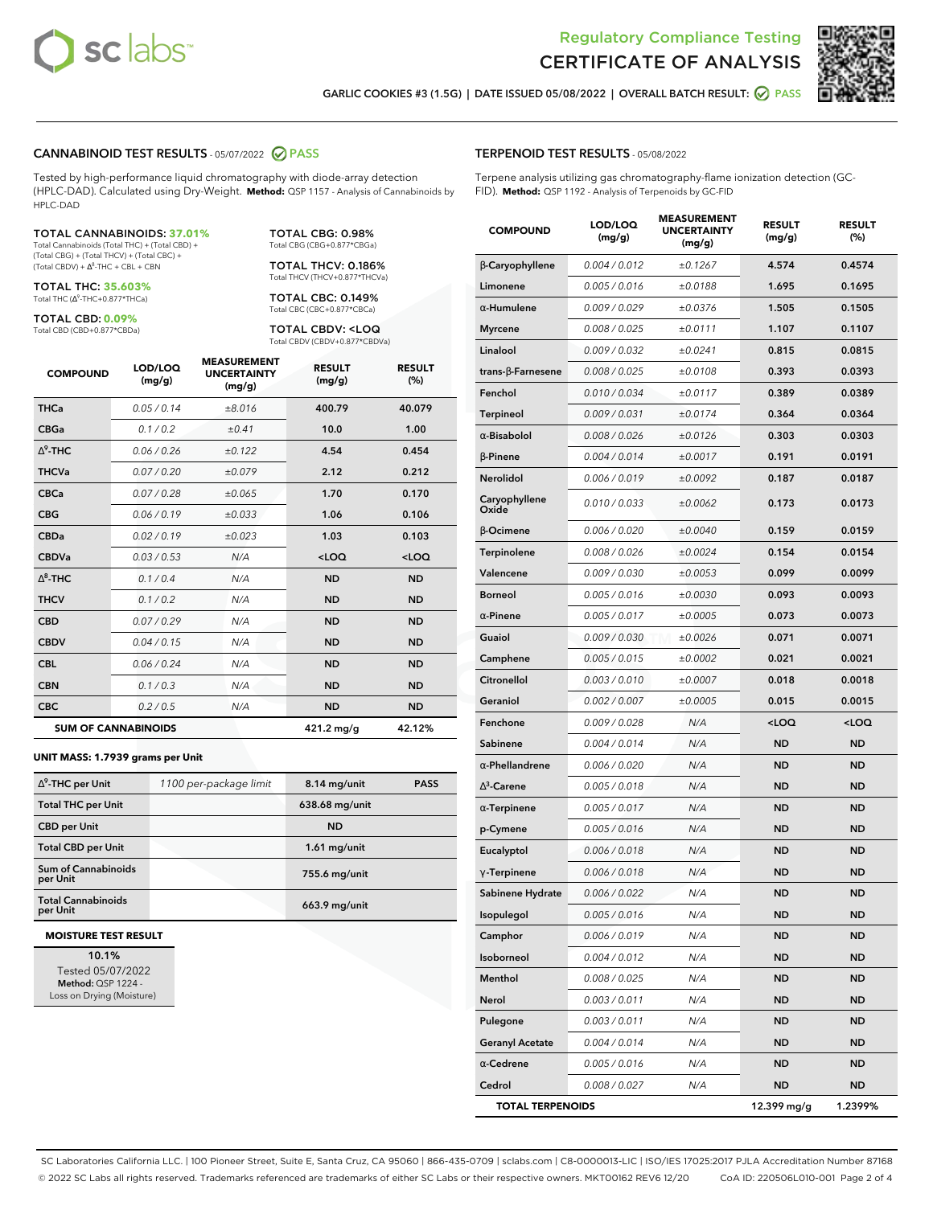Regulatory Compliance Testing
# CERTIFICATE OF ANALYSIS

GARLIC COOKIES #3 (1.5G) | DATE ISSUED 05/08/2022 | OVERALL BATCH RESULT: PASS

## CANNABINOID TEST RESULTS - 05/07/2022 PASS

Tested by high-performance liquid chromatography with diode-array detection (HPLC-DAD). Calculated using Dry-Weight. **Method:** QSP 1157 - Analysis of Cannabinoids by HPLC-DAD

**TOTAL CANNABINOIDS: 37.01%**
Total Cannabinoids (Total THC) + (Total CBD) + (Total CBG) + (Total THCV) + (Total CBC) + (Total CBDV) + $\Delta^8$-THC + CBL + CBN

**TOTAL THC: 35.603%**
Total THC ($\Delta^9$-THC+0.877*THCa)

**TOTAL CBD: 0.09%**
Total CBD (CBD+0.877*CBDa)

**TOTAL CBG: 0.98%**
Total CBG (CBG+0.877*CBGa)

**TOTAL THCV: 0.186%**
Total THCV (THCV+0.877*THCVa)

**TOTAL CBC: 0.149%**
Total CBC (CBC+0.877*CBCa)

**TOTAL CBDV: <LOQ**
Total CBDV (CBDV+0.877*CBDVa)

| COMPOUND | LOD/LOQ (mg/g) | MEASUREMENT UNCERTAINTY (mg/g) | RESULT (mg/g) | RESULT (%) |
|---|---|---|---|---|
| THCa | 0.05 / 0.14 | ±8.016 | 400.79 | 40.079 |
| CBGa | 0.1 / 0.2 | ±0.41 | 10.0 | 1.00 |
| $\Delta^9$-THC | 0.06 / 0.26 | ±0.122 | 4.54 | 0.454 |
| THCVa | 0.07 / 0.20 | ±0.079 | 2.12 | 0.212 |
| CBCa | 0.07 / 0.28 | ±0.065 | 1.70 | 0.170 |
| CBG | 0.06 / 0.19 | ±0.033 | 1.06 | 0.106 |
| CBDa | 0.02 / 0.19 | ±0.023 | 1.03 | 0.103 |
| CBDVa | 0.03 / 0.53 | N/A | <LOQ | <LOQ |
| $\Delta^8$-THC | 0.1 / 0.4 | N/A | ND | ND |
| THCV | 0.1 / 0.2 | N/A | ND | ND |
| CBD | 0.07 / 0.29 | N/A | ND | ND |
| CBDV | 0.04 / 0.15 | N/A | ND | ND |
| CBL | 0.06 / 0.24 | N/A | ND | ND |
| CBN | 0.1 / 0.3 | N/A | ND | ND |
| CBC | 0.2 / 0.5 | N/A | ND | ND |
| **SUM OF CANNABINOIDS** | | | 421.2 mg/g | 42.12% |

**UNIT MASS: 1.7939 grams per Unit**

| | | | |
|---|---|---|---|
| $\Delta^9$-THC per Unit | 1100 per-package limit | 8.14 mg/unit | PASS |
| Total THC per Unit | | 638.68 mg/unit | |
| CBD per Unit | | ND | |
| Total CBD per Unit | | 1.61 mg/unit | |
| Sum of Cannabinoids per Unit | | 755.6 mg/unit | |
| Total Cannabinoids per Unit | | 663.9 mg/unit | |

**MOISTURE TEST RESULT**

10.1%
Tested 05/07/2022
**Method:** QSP 1224 - Loss on Drying (Moisture)

## TERPENOID TEST RESULTS - 05/08/2022

Terpene analysis utilizing gas chromatography-flame ionization detection (GC-FID). **Method:** QSP 1192 - Analysis of Terpenoids by GC-FID

| COMPOUND | LOD/LOQ (mg/g) | MEASUREMENT UNCERTAINTY (mg/g) | RESULT (mg/g) | RESULT (%) |
|---|---|---|---|---|
| β-Caryophyllene | 0.004 / 0.012 | ±0.1267 | 4.574 | 0.4574 |
| Limonene | 0.005 / 0.016 | ±0.0188 | 1.695 | 0.1695 |
| α-Humulene | 0.009 / 0.029 | ±0.0376 | 1.505 | 0.1505 |
| Myrcene | 0.008 / 0.025 | ±0.0111 | 1.107 | 0.1107 |
| Linalool | 0.009 / 0.032 | ±0.0241 | 0.815 | 0.0815 |
| trans-β-Farnesene | 0.008 / 0.025 | ±0.0108 | 0.393 | 0.0393 |
| Fenchol | 0.010 / 0.034 | ±0.0117 | 0.389 | 0.0389 |
| Terpineol | 0.009 / 0.031 | ±0.0174 | 0.364 | 0.0364 |
| α-Bisabolol | 0.008 / 0.026 | ±0.0126 | 0.303 | 0.0303 |
| β-Pinene | 0.004 / 0.014 | ±0.0017 | 0.191 | 0.0191 |
| Nerolidol | 0.006 / 0.019 | ±0.0092 | 0.187 | 0.0187 |
| Caryophyllene Oxide | 0.010 / 0.033 | ±0.0062 | 0.173 | 0.0173 |
| β-Ocimene | 0.006 / 0.020 | ±0.0040 | 0.159 | 0.0159 |
| Terpinolene | 0.008 / 0.026 | ±0.0024 | 0.154 | 0.0154 |
| Valencene | 0.009 / 0.030 | ±0.0053 | 0.099 | 0.0099 |
| Borneol | 0.005 / 0.016 | ±0.0030 | 0.093 | 0.0093 |
| α-Pinene | 0.005 / 0.017 | ±0.0005 | 0.073 | 0.0073 |
| Guaiol | 0.009 / 0.030 | ±0.0026 | 0.071 | 0.0071 |
| Camphene | 0.005 / 0.015 | ±0.0002 | 0.021 | 0.0021 |
| Citronellol | 0.003 / 0.010 | ±0.0007 | 0.018 | 0.0018 |
| Geraniol | 0.002 / 0.007 | ±0.0005 | 0.015 | 0.0015 |
| Fenchone | 0.009 / 0.028 | N/A | <LOQ | <LOQ |
| Sabinene | 0.004 / 0.014 | N/A | ND | ND |
| α-Phellandrene | 0.006 / 0.020 | N/A | ND | ND |
| $\Delta^3$-Carene | 0.005 / 0.018 | N/A | ND | ND |
| α-Terpinene | 0.005 / 0.017 | N/A | ND | ND |
| p-Cymene | 0.005 / 0.016 | N/A | ND | ND |
| Eucalyptol | 0.006 / 0.018 | N/A | ND | ND |
| γ-Terpinene | 0.006 / 0.018 | N/A | ND | ND |
| Sabinene Hydrate | 0.006 / 0.022 | N/A | ND | ND |
| Isopulegol | 0.005 / 0.016 | N/A | ND | ND |
| Camphor | 0.006 / 0.019 | N/A | ND | ND |
| Isoborneol | 0.004 / 0.012 | N/A | ND | ND |
| Menthol | 0.008 / 0.025 | N/A | ND | ND |
| Nerol | 0.003 / 0.011 | N/A | ND | ND |
| Pulegone | 0.003 / 0.011 | N/A | ND | ND |
| Geranyl Acetate | 0.004 / 0.014 | N/A | ND | ND |
| α-Cedrene | 0.005 / 0.016 | N/A | ND | ND |
| Cedrol | 0.008 / 0.027 | N/A | ND | ND |
| **TOTAL TERPENOIDS** | | | 12.399 mg/g | 1.2399% |

SC Laboratories California LLC. | 100 Pioneer Street, Suite E, Santa Cruz, CA 95060 | 866-435-0709 | sclabs.com | C8-0000013-LIC | ISO/IES 17025:2017 PJLA Accreditation Number 87168
© 2022 SC Labs all rights reserved. Trademarks referenced are trademarks of either SC Labs or their respective owners. MKT00162 REV6 12/20 CoA ID: 220506L010-001